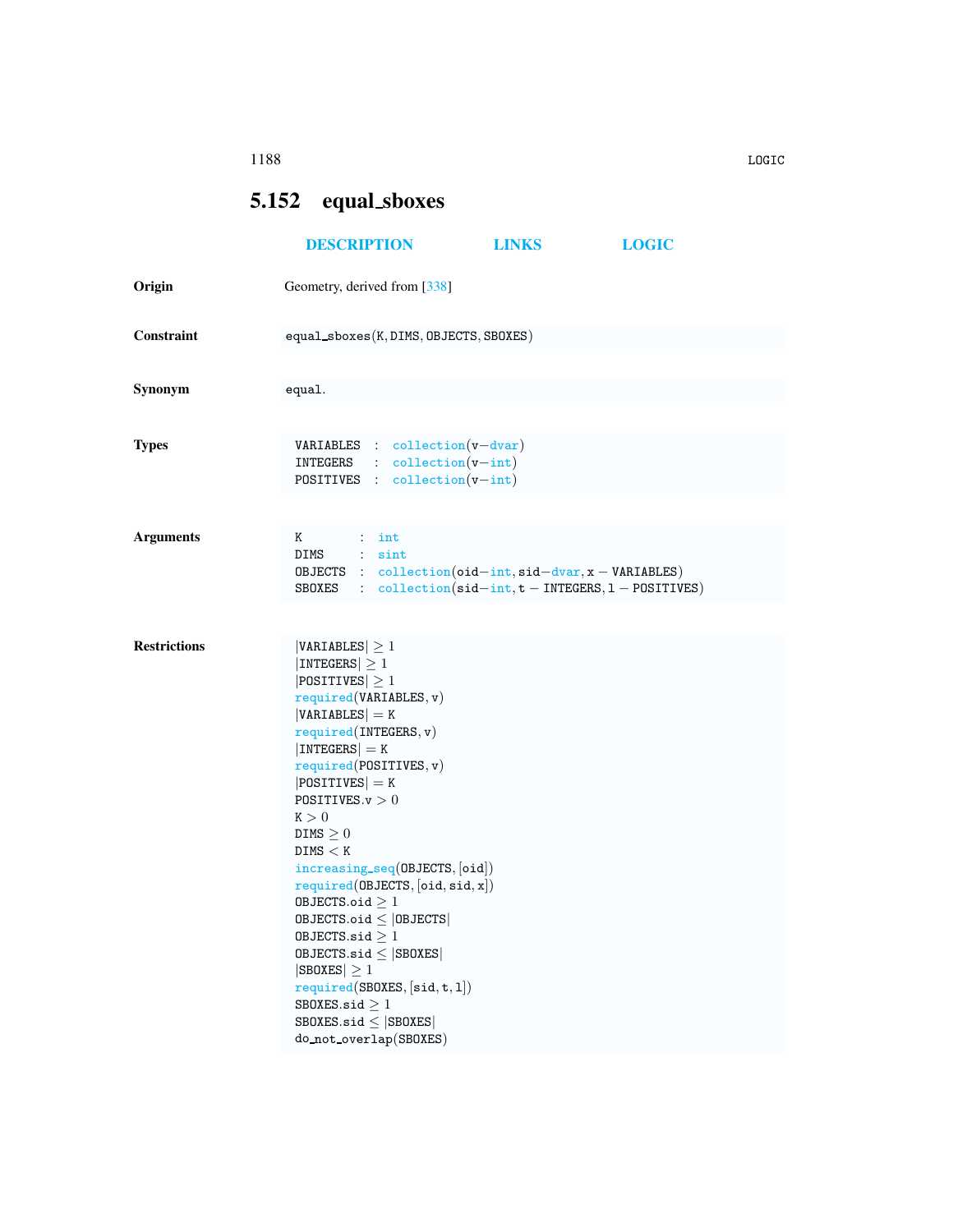## 5.152 equal_sboxes

DESCRIPTION LINKS LOGIC

**Origin** Geometry, derived from [338]

**Constraint**

```
equal_sboxes(K, DIMS, OBJECTS, SBOXES)
```

**Synonym**

```
equal.
```

**Types**

```
VARIABLES  : collection(v−dvar)
INTEGERS   : collection(v−int)
POSITIVES  : collection(v−int)
```

**Arguments**

```
K        : int
DIMS     : sint
OBJECTS  : collection(oid−int, sid−dvar, x − VARIABLES)
SBOXES   : collection(sid−int, t − INTEGERS, l − POSITIVES)
```

**Restrictions**

```
|VARIABLES| ≥ 1
|INTEGERS| ≥ 1
|POSITIVES| ≥ 1
required(VARIABLES, v)
|VARIABLES| = K
required(INTEGERS, v)
|INTEGERS| = K
required(POSITIVES, v)
|POSITIVES| = K
POSITIVES.v > 0
K > 0
DIMS ≥ 0
DIMS < K
increasing_seq(OBJECTS, [oid])
required(OBJECTS, [oid, sid, x])
OBJECTS.oid ≥ 1
OBJECTS.oid ≤ |OBJECTS|
OBJECTS.sid ≥ 1
OBJECTS.sid ≤ |SBOXES|
|SBOXES| ≥ 1
required(SBOXES, [sid, t, l])
SBOXES.sid ≥ 1
SBOXES.sid ≤ |SBOXES|
do_not_overlap(SBOXES)
```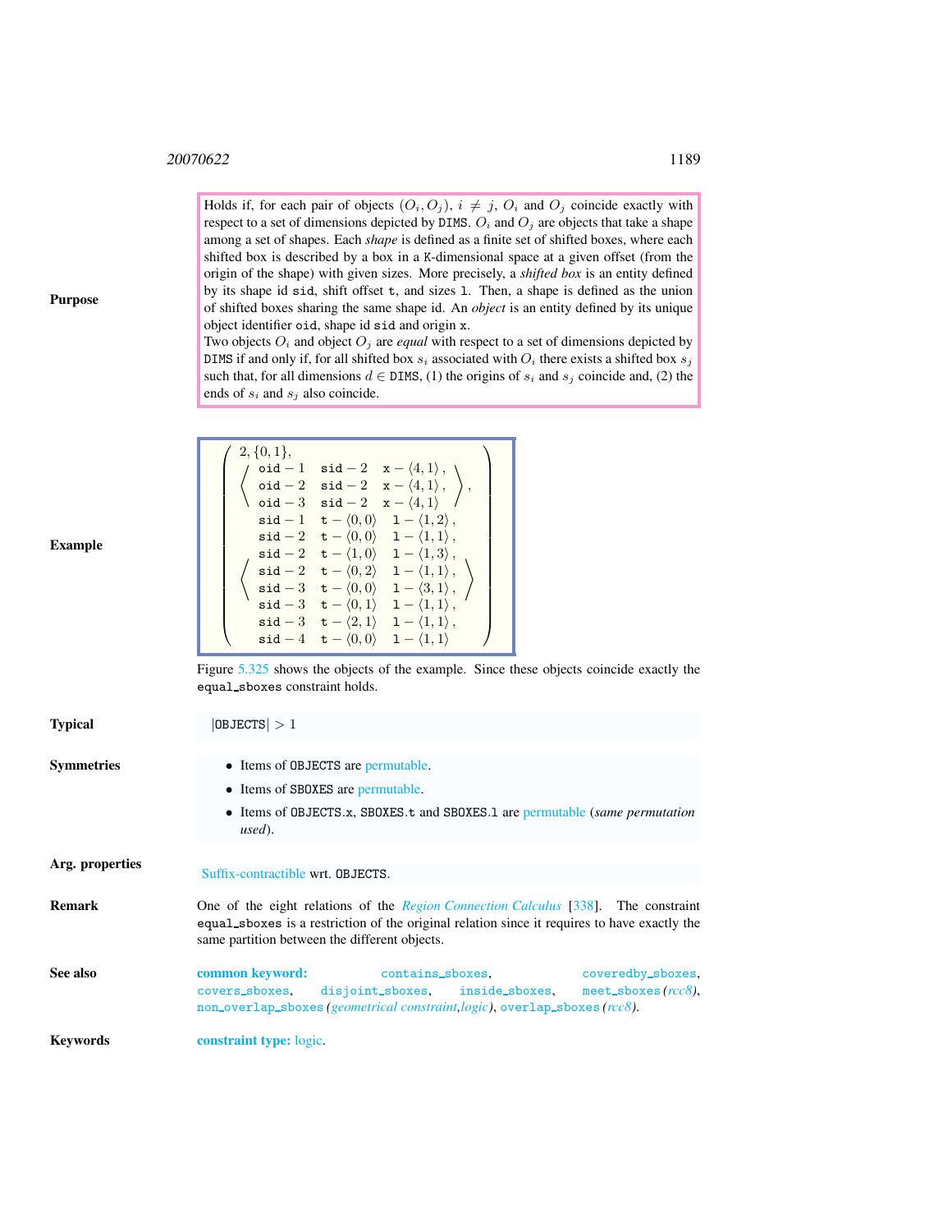**Purpose**

Holds if, for each pair of objects $(O_i, O_j)$, $i \neq j$, $O_i$ and $O_j$ coincide exactly with respect to a set of dimensions depicted by `DIMS`. $O_i$ and $O_j$ are objects that take a shape among a set of shapes. Each *shape* is defined as a finite set of shifted boxes, where each shifted box is described by a box in a `K`-dimensional space at a given offset (from the origin of the shape) with given sizes. More precisely, a *shifted box* is an entity defined by its shape id `sid`, shift offset `t`, and sizes `l`. Then, a shape is defined as the union of shifted boxes sharing the same shape id. An *object* is an entity defined by its unique object identifier `oid`, shape id `sid` and origin `x`.

Two objects $O_i$ and object $O_j$ are *equal* with respect to a set of dimensions depicted by `DIMS` if and only if, for all shifted box $s_i$ associated with $O_i$ there exists a shifted box $s_j$ such that, for all dimensions $d \in$ `DIMS`, (1) the origins of $s_i$ and $s_j$ coincide and, (2) the ends of $s_i$ and $s_j$ also coincide.

**Example**

$$\left(\begin{array}{l} 2, \{0,1\}, \\ \left\langle \begin{array}{lll} \texttt{oid}-1 & \texttt{sid}-2 & \texttt{x}-\langle 4,1\rangle, \\ \texttt{oid}-2 & \texttt{sid}-2 & \texttt{x}-\langle 4,1\rangle, \\ \texttt{oid}-3 & \texttt{sid}-2 & \texttt{x}-\langle 4,1\rangle \end{array} \right\rangle, \\ \left\langle \begin{array}{lll} \texttt{sid}-1 & \texttt{t}-\langle 0,0\rangle & \texttt{l}-\langle 1,2\rangle, \\ \texttt{sid}-2 & \texttt{t}-\langle 0,0\rangle & \texttt{l}-\langle 1,1\rangle, \\ \texttt{sid}-2 & \texttt{t}-\langle 1,0\rangle & \texttt{l}-\langle 1,3\rangle, \\ \texttt{sid}-2 & \texttt{t}-\langle 0,2\rangle & \texttt{l}-\langle 1,1\rangle, \\ \texttt{sid}-3 & \texttt{t}-\langle 0,0\rangle & \texttt{l}-\langle 3,1\rangle, \\ \texttt{sid}-3 & \texttt{t}-\langle 0,1\rangle & \texttt{l}-\langle 1,1\rangle, \\ \texttt{sid}-3 & \texttt{t}-\langle 2,1\rangle & \texttt{l}-\langle 1,1\rangle, \\ \texttt{sid}-4 & \texttt{t}-\langle 0,0\rangle & \texttt{l}-\langle 1,1\rangle \end{array} \right\rangle \end{array}\right)$$

Figure 5.325 shows the objects of the example. Since these objects coincide exactly the `equal_sboxes` constraint holds.

**Typical**

$|\texttt{OBJECTS}| > 1$

**Symmetries**

- Items of `OBJECTS` are permutable.
- Items of `SBOXES` are permutable.
- Items of `OBJECTS.x`, `SBOXES.t` and `SBOXES.l` are permutable (*same permutation used*).

**Arg. properties**

Suffix-contractible wrt. `OBJECTS`.

**Remark**

One of the eight relations of the *Region Connection Calculus* [338]. The constraint `equal_sboxes` is a restriction of the original relation since it requires to have exactly the same partition between the different objects.

**See also**

**common keyword:** `contains_sboxes`, `coveredby_sboxes`, `covers_sboxes`, `disjoint_sboxes`, `inside_sboxes`, `meet_sboxes` *(rcc8)*, `non_overlap_sboxes` *(geometrical constraint,logic)*, `overlap_sboxes` *(rcc8)*.

**Keywords**

**constraint type:** logic.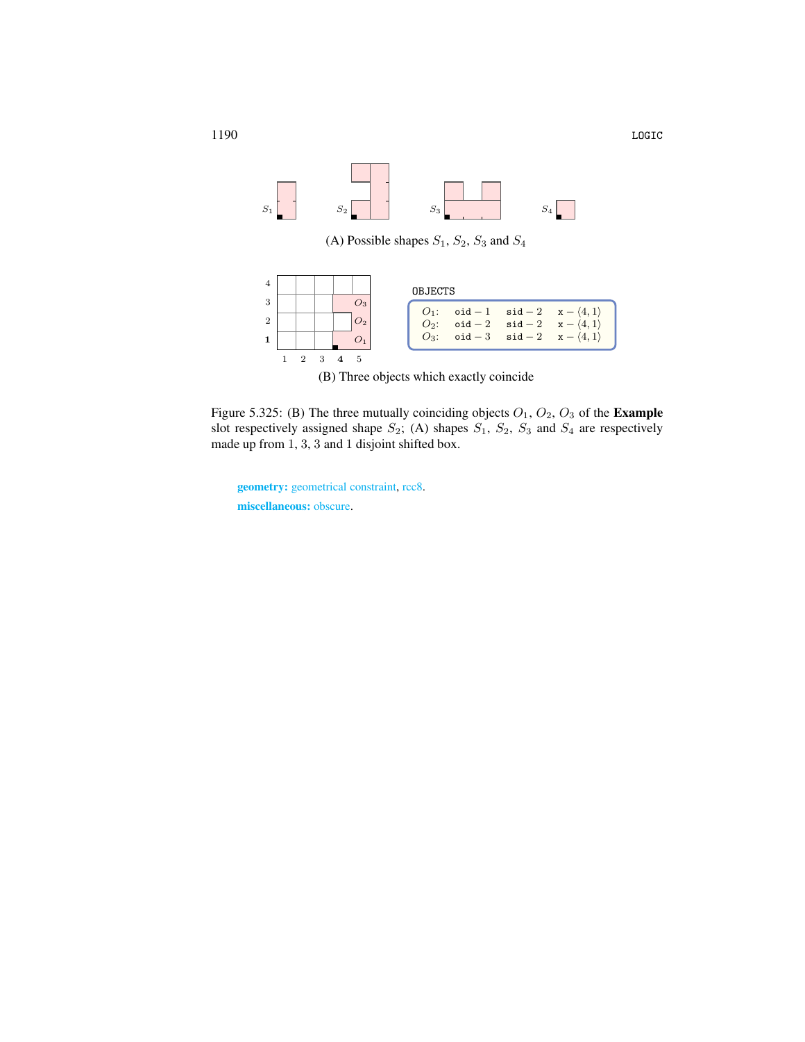(A) Possible shapes $S_1$, $S_2$, $S_3$ and $S_4$

OBJECTS

| | | | |
|---|---|---|---|
| $O_1$: | oid − 1 | sid − 2 | x − $\langle 4, 1\rangle$ |
| $O_2$: | oid − 2 | sid − 2 | x − $\langle 4, 1\rangle$ |
| $O_3$: | oid − 3 | sid − 2 | x − $\langle 4, 1\rangle$ |

(B) Three objects which exactly coincide

Figure 5.325: (B) The three mutually coinciding objects $O_1$, $O_2$, $O_3$ of the **Example** slot respectively assigned shape $S_2$; (A) shapes $S_1$, $S_2$, $S_3$ and $S_4$ are respectively made up from 1, 3, 3 and 1 disjoint shifted box.

**geometry:** geometrical constraint, rcc8.

**miscellaneous:** obscure.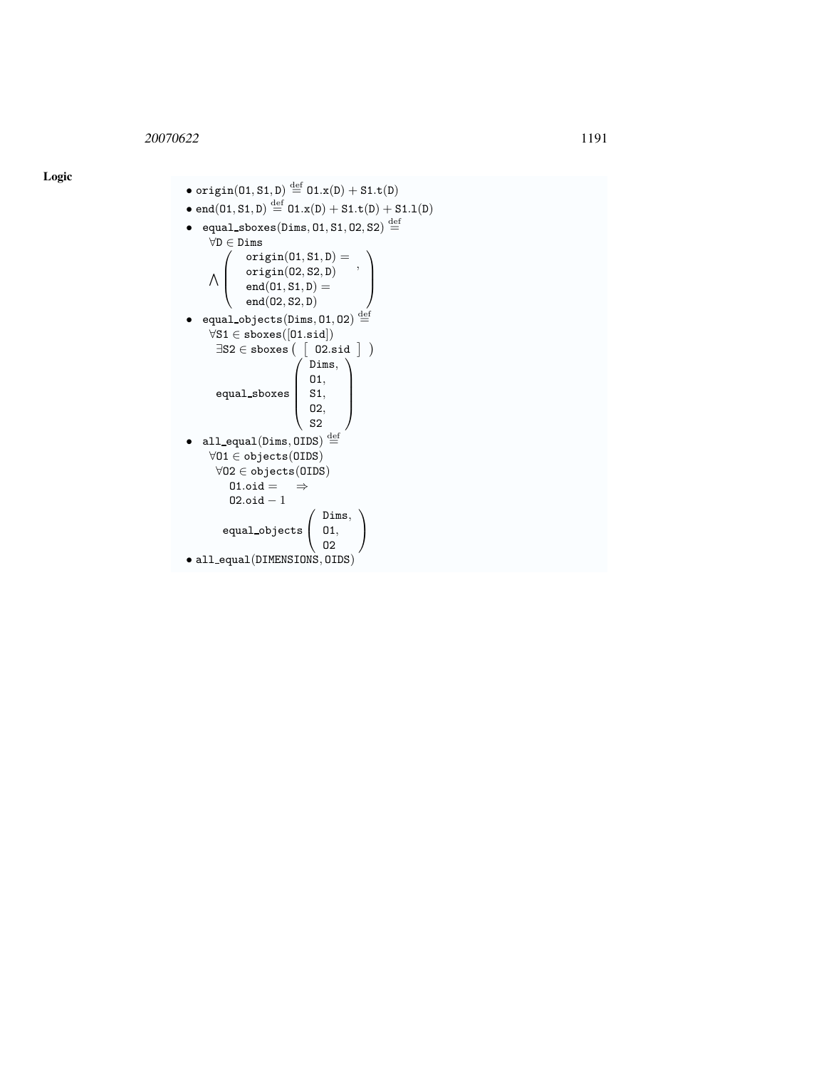**Logic**

- $\texttt{origin(O1,S1,D)} \stackrel{\text{def}}{=} \texttt{O1.x(D)} + \texttt{S1.t(D)}$
- $\texttt{end(O1,S1,D)} \stackrel{\text{def}}{=} \texttt{O1.x(D)} + \texttt{S1.t(D)} + \texttt{S1.l(D)}$
- $\texttt{equal\_sboxes(Dims,O1,S1,O2,S2)} \stackrel{\text{def}}{=}$
  $\forall \texttt{D} \in \texttt{Dims}$
  $$\bigwedge \left( \begin{array}{l} \texttt{origin(O1,S1,D)} = \\ \texttt{origin(O2,S2,D)} \end{array} , \begin{array}{l} \texttt{end(O1,S1,D)} = \\ \texttt{end(O2,S2,D)} \end{array} \right)$$
- $\texttt{equal\_objects(Dims,O1,O2)} \stackrel{\text{def}}{=}$
  $\forall \texttt{S1} \in \texttt{sboxes([O1.sid])}$
  $\exists \texttt{S2} \in \texttt{sboxes}\left( \left[ \texttt{O2.sid} \right] \right)$
  $$\texttt{equal\_sboxes} \left( \begin{array}{l} \texttt{Dims}, \\ \texttt{O1}, \\ \texttt{S1}, \\ \texttt{O2}, \\ \texttt{S2} \end{array} \right)$$
- $\texttt{all\_equal(Dims,OIDS)} \stackrel{\text{def}}{=}$
  $\forall \texttt{O1} \in \texttt{objects(OIDS)}$
  $\forall \texttt{O2} \in \texttt{objects(OIDS)}$
  $$\begin{array}{l} \texttt{O1.oid} = \\ \texttt{O2.oid} - 1 \end{array} \Rightarrow \texttt{equal\_objects} \left( \begin{array}{l} \texttt{Dims}, \\ \texttt{O1}, \\ \texttt{O2} \end{array} \right)$$
- $\texttt{all\_equal(DIMENSIONS,OIDS)}$